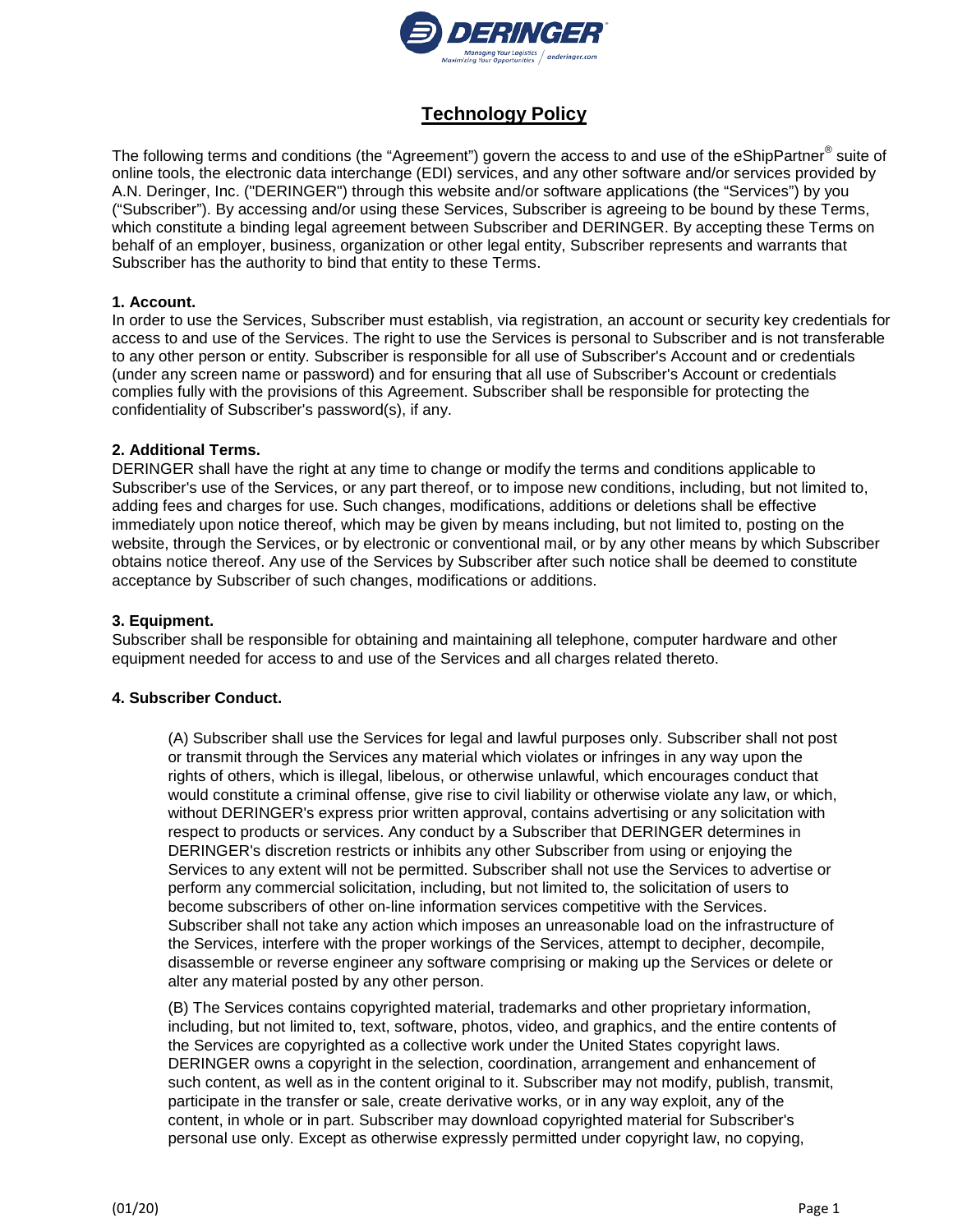# Technology Policy

The following terms and conditions (the "Agreement") govern the access to and use of the eShipPartner® suite of online tools, the electronic data interchange (EDI) services, and any other software and/or services provided by A.N. Deringer, Inc. ("DERINGER") through this website and/or software applications (the "Services") by you ("Subscriber"). By accessing and/or using these Services, Subscriber is agreeing to be bound by these Terms, which constitute a binding legal agreement between Subscriber and DERINGER. By accepting these Terms on behalf of an employer, business, organization or other legal entity, Subscriber represents and warrants that Subscriber has the authority to bind that entity to these Terms.

**1. Account.**
In order to use the Services, Subscriber must establish, via registration, an account or security key credentials for access to and use of the Services. The right to use the Services is personal to Subscriber and is not transferable to any other person or entity. Subscriber is responsible for all use of Subscriber's Account and or credentials (under any screen name or password) and for ensuring that all use of Subscriber's Account or credentials complies fully with the provisions of this Agreement. Subscriber shall be responsible for protecting the confidentiality of Subscriber's password(s), if any.

**2. Additional Terms.**
DERINGER shall have the right at any time to change or modify the terms and conditions applicable to Subscriber's use of the Services, or any part thereof, or to impose new conditions, including, but not limited to, adding fees and charges for use. Such changes, modifications, additions or deletions shall be effective immediately upon notice thereof, which may be given by means including, but not limited to, posting on the website, through the Services, or by electronic or conventional mail, or by any other means by which Subscriber obtains notice thereof. Any use of the Services by Subscriber after such notice shall be deemed to constitute acceptance by Subscriber of such changes, modifications or additions.

**3. Equipment.**
Subscriber shall be responsible for obtaining and maintaining all telephone, computer hardware and other equipment needed for access to and use of the Services and all charges related thereto.

**4. Subscriber Conduct.**

(A) Subscriber shall use the Services for legal and lawful purposes only. Subscriber shall not post or transmit through the Services any material which violates or infringes in any way upon the rights of others, which is illegal, libelous, or otherwise unlawful, which encourages conduct that would constitute a criminal offense, give rise to civil liability or otherwise violate any law, or which, without DERINGER's express prior written approval, contains advertising or any solicitation with respect to products or services. Any conduct by a Subscriber that DERINGER determines in DERINGER's discretion restricts or inhibits any other Subscriber from using or enjoying the Services to any extent will not be permitted. Subscriber shall not use the Services to advertise or perform any commercial solicitation, including, but not limited to, the solicitation of users to become subscribers of other on-line information services competitive with the Services. Subscriber shall not take any action which imposes an unreasonable load on the infrastructure of the Services, interfere with the proper workings of the Services, attempt to decipher, decompile, disassemble or reverse engineer any software comprising or making up the Services or delete or alter any material posted by any other person.

(B) The Services contains copyrighted material, trademarks and other proprietary information, including, but not limited to, text, software, photos, video, and graphics, and the entire contents of the Services are copyrighted as a collective work under the United States copyright laws. DERINGER owns a copyright in the selection, coordination, arrangement and enhancement of such content, as well as in the content original to it. Subscriber may not modify, publish, transmit, participate in the transfer or sale, create derivative works, or in any way exploit, any of the content, in whole or in part. Subscriber may download copyrighted material for Subscriber's personal use only. Except as otherwise expressly permitted under copyright law, no copying,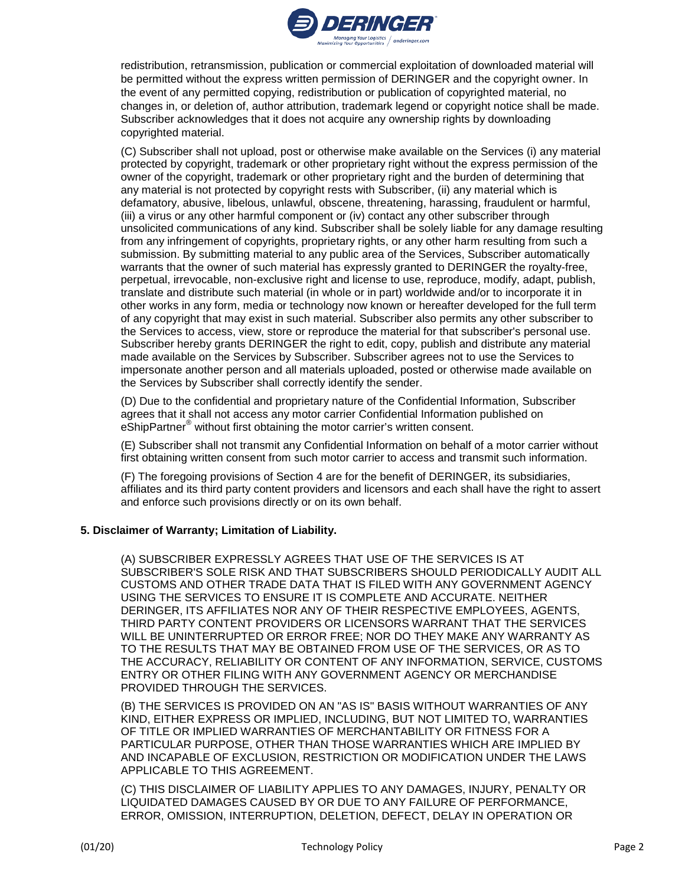redistribution, retransmission, publication or commercial exploitation of downloaded material will be permitted without the express written permission of DERINGER and the copyright owner. In the event of any permitted copying, redistribution or publication of copyrighted material, no changes in, or deletion of, author attribution, trademark legend or copyright notice shall be made. Subscriber acknowledges that it does not acquire any ownership rights by downloading copyrighted material.

(C) Subscriber shall not upload, post or otherwise make available on the Services (i) any material protected by copyright, trademark or other proprietary right without the express permission of the owner of the copyright, trademark or other proprietary right and the burden of determining that any material is not protected by copyright rests with Subscriber, (ii) any material which is defamatory, abusive, libelous, unlawful, obscene, threatening, harassing, fraudulent or harmful, (iii) a virus or any other harmful component or (iv) contact any other subscriber through unsolicited communications of any kind. Subscriber shall be solely liable for any damage resulting from any infringement of copyrights, proprietary rights, or any other harm resulting from such a submission. By submitting material to any public area of the Services, Subscriber automatically warrants that the owner of such material has expressly granted to DERINGER the royalty-free, perpetual, irrevocable, non-exclusive right and license to use, reproduce, modify, adapt, publish, translate and distribute such material (in whole or in part) worldwide and/or to incorporate it in other works in any form, media or technology now known or hereafter developed for the full term of any copyright that may exist in such material. Subscriber also permits any other subscriber to the Services to access, view, store or reproduce the material for that subscriber's personal use. Subscriber hereby grants DERINGER the right to edit, copy, publish and distribute any material made available on the Services by Subscriber. Subscriber agrees not to use the Services to impersonate another person and all materials uploaded, posted or otherwise made available on the Services by Subscriber shall correctly identify the sender.

(D) Due to the confidential and proprietary nature of the Confidential Information, Subscriber agrees that it shall not access any motor carrier Confidential Information published on eShipPartner® without first obtaining the motor carrier's written consent.

(E) Subscriber shall not transmit any Confidential Information on behalf of a motor carrier without first obtaining written consent from such motor carrier to access and transmit such information.

(F) The foregoing provisions of Section 4 are for the benefit of DERINGER, its subsidiaries, affiliates and its third party content providers and licensors and each shall have the right to assert and enforce such provisions directly or on its own behalf.

**5. Disclaimer of Warranty; Limitation of Liability.**

(A) SUBSCRIBER EXPRESSLY AGREES THAT USE OF THE SERVICES IS AT SUBSCRIBER'S SOLE RISK AND THAT SUBSCRIBERS SHOULD PERIODICALLY AUDIT ALL CUSTOMS AND OTHER TRADE DATA THAT IS FILED WITH ANY GOVERNMENT AGENCY USING THE SERVICES TO ENSURE IT IS COMPLETE AND ACCURATE. NEITHER DERINGER, ITS AFFILIATES NOR ANY OF THEIR RESPECTIVE EMPLOYEES, AGENTS, THIRD PARTY CONTENT PROVIDERS OR LICENSORS WARRANT THAT THE SERVICES WILL BE UNINTERRUPTED OR ERROR FREE; NOR DO THEY MAKE ANY WARRANTY AS TO THE RESULTS THAT MAY BE OBTAINED FROM USE OF THE SERVICES, OR AS TO THE ACCURACY, RELIABILITY OR CONTENT OF ANY INFORMATION, SERVICE, CUSTOMS ENTRY OR OTHER FILING WITH ANY GOVERNMENT AGENCY OR MERCHANDISE PROVIDED THROUGH THE SERVICES.

(B) THE SERVICES IS PROVIDED ON AN "AS IS" BASIS WITHOUT WARRANTIES OF ANY KIND, EITHER EXPRESS OR IMPLIED, INCLUDING, BUT NOT LIMITED TO, WARRANTIES OF TITLE OR IMPLIED WARRANTIES OF MERCHANTABILITY OR FITNESS FOR A PARTICULAR PURPOSE, OTHER THAN THOSE WARRANTIES WHICH ARE IMPLIED BY AND INCAPABLE OF EXCLUSION, RESTRICTION OR MODIFICATION UNDER THE LAWS APPLICABLE TO THIS AGREEMENT.

(C) THIS DISCLAIMER OF LIABILITY APPLIES TO ANY DAMAGES, INJURY, PENALTY OR LIQUIDATED DAMAGES CAUSED BY OR DUE TO ANY FAILURE OF PERFORMANCE, ERROR, OMISSION, INTERRUPTION, DELETION, DEFECT, DELAY IN OPERATION OR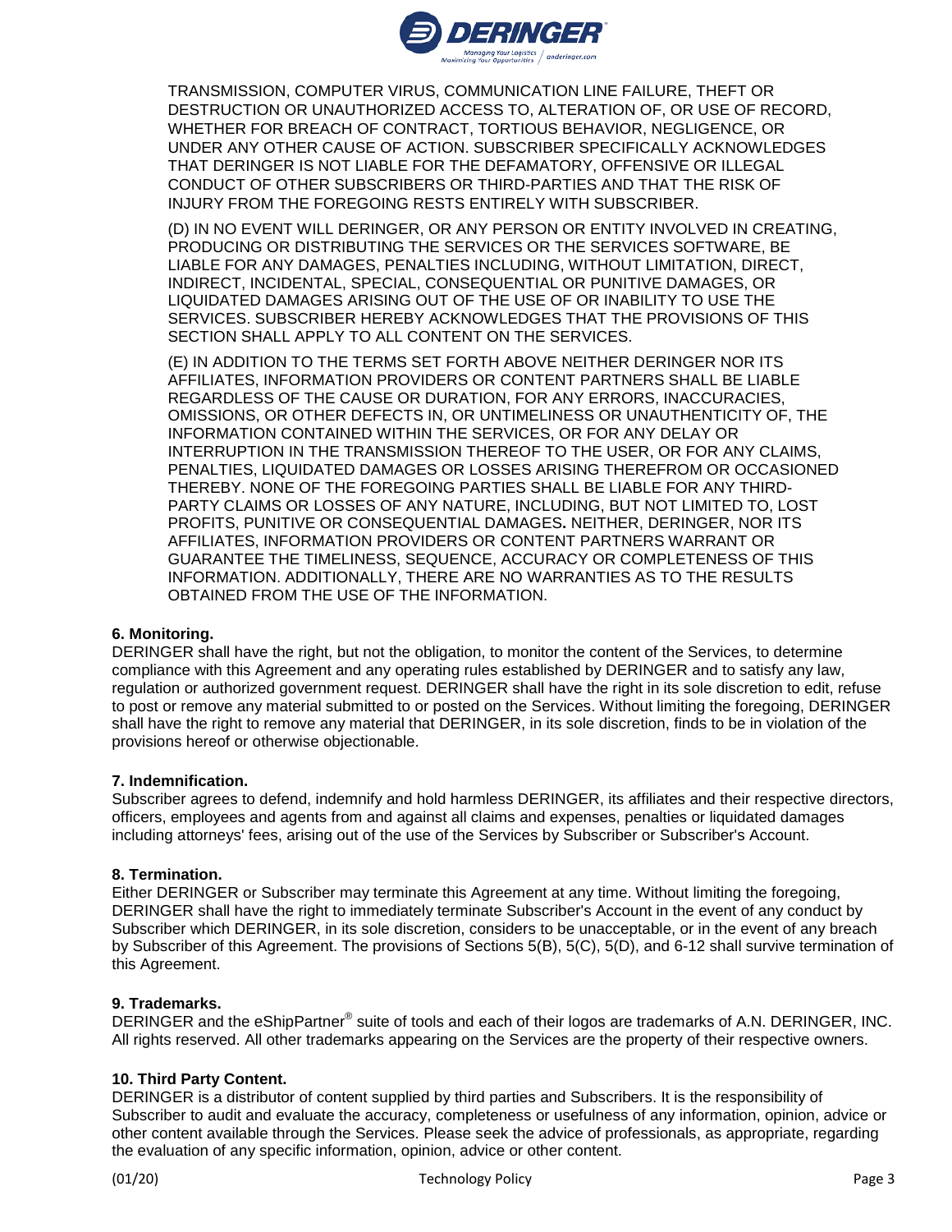TRANSMISSION, COMPUTER VIRUS, COMMUNICATION LINE FAILURE, THEFT OR DESTRUCTION OR UNAUTHORIZED ACCESS TO, ALTERATION OF, OR USE OF RECORD, WHETHER FOR BREACH OF CONTRACT, TORTIOUS BEHAVIOR, NEGLIGENCE, OR UNDER ANY OTHER CAUSE OF ACTION. SUBSCRIBER SPECIFICALLY ACKNOWLEDGES THAT DERINGER IS NOT LIABLE FOR THE DEFAMATORY, OFFENSIVE OR ILLEGAL CONDUCT OF OTHER SUBSCRIBERS OR THIRD-PARTIES AND THAT THE RISK OF INJURY FROM THE FOREGOING RESTS ENTIRELY WITH SUBSCRIBER.

(D) IN NO EVENT WILL DERINGER, OR ANY PERSON OR ENTITY INVOLVED IN CREATING, PRODUCING OR DISTRIBUTING THE SERVICES OR THE SERVICES SOFTWARE, BE LIABLE FOR ANY DAMAGES, PENALTIES INCLUDING, WITHOUT LIMITATION, DIRECT, INDIRECT, INCIDENTAL, SPECIAL, CONSEQUENTIAL OR PUNITIVE DAMAGES, OR LIQUIDATED DAMAGES ARISING OUT OF THE USE OF OR INABILITY TO USE THE SERVICES. SUBSCRIBER HEREBY ACKNOWLEDGES THAT THE PROVISIONS OF THIS SECTION SHALL APPLY TO ALL CONTENT ON THE SERVICES.

(E) IN ADDITION TO THE TERMS SET FORTH ABOVE NEITHER DERINGER NOR ITS AFFILIATES, INFORMATION PROVIDERS OR CONTENT PARTNERS SHALL BE LIABLE REGARDLESS OF THE CAUSE OR DURATION, FOR ANY ERRORS, INACCURACIES, OMISSIONS, OR OTHER DEFECTS IN, OR UNTIMELINESS OR UNAUTHENTICITY OF, THE INFORMATION CONTAINED WITHIN THE SERVICES, OR FOR ANY DELAY OR INTERRUPTION IN THE TRANSMISSION THEREOF TO THE USER, OR FOR ANY CLAIMS, PENALTIES, LIQUIDATED DAMAGES OR LOSSES ARISING THEREFROM OR OCCASIONED THEREBY. NONE OF THE FOREGOING PARTIES SHALL BE LIABLE FOR ANY THIRD-PARTY CLAIMS OR LOSSES OF ANY NATURE, INCLUDING, BUT NOT LIMITED TO, LOST PROFITS, PUNITIVE OR CONSEQUENTIAL DAMAGES**.** NEITHER, DERINGER, NOR ITS AFFILIATES, INFORMATION PROVIDERS OR CONTENT PARTNERS WARRANT OR GUARANTEE THE TIMELINESS, SEQUENCE, ACCURACY OR COMPLETENESS OF THIS INFORMATION. ADDITIONALLY, THERE ARE NO WARRANTIES AS TO THE RESULTS OBTAINED FROM THE USE OF THE INFORMATION.

**6. Monitoring.**

DERINGER shall have the right, but not the obligation, to monitor the content of the Services, to determine compliance with this Agreement and any operating rules established by DERINGER and to satisfy any law, regulation or authorized government request. DERINGER shall have the right in its sole discretion to edit, refuse to post or remove any material submitted to or posted on the Services. Without limiting the foregoing, DERINGER shall have the right to remove any material that DERINGER, in its sole discretion, finds to be in violation of the provisions hereof or otherwise objectionable.

**7. Indemnification.**

Subscriber agrees to defend, indemnify and hold harmless DERINGER, its affiliates and their respective directors, officers, employees and agents from and against all claims and expenses, penalties or liquidated damages including attorneys' fees, arising out of the use of the Services by Subscriber or Subscriber's Account.

**8. Termination.**

Either DERINGER or Subscriber may terminate this Agreement at any time. Without limiting the foregoing, DERINGER shall have the right to immediately terminate Subscriber's Account in the event of any conduct by Subscriber which DERINGER, in its sole discretion, considers to be unacceptable, or in the event of any breach by Subscriber of this Agreement. The provisions of Sections 5(B), 5(C), 5(D), and 6-12 shall survive termination of this Agreement.

**9. Trademarks.**

DERINGER and the eShipPartner® suite of tools and each of their logos are trademarks of A.N. DERINGER, INC. All rights reserved. All other trademarks appearing on the Services are the property of their respective owners.

**10. Third Party Content.**

DERINGER is a distributor of content supplied by third parties and Subscribers. It is the responsibility of Subscriber to audit and evaluate the accuracy, completeness or usefulness of any information, opinion, advice or other content available through the Services. Please seek the advice of professionals, as appropriate, regarding the evaluation of any specific information, opinion, advice or other content.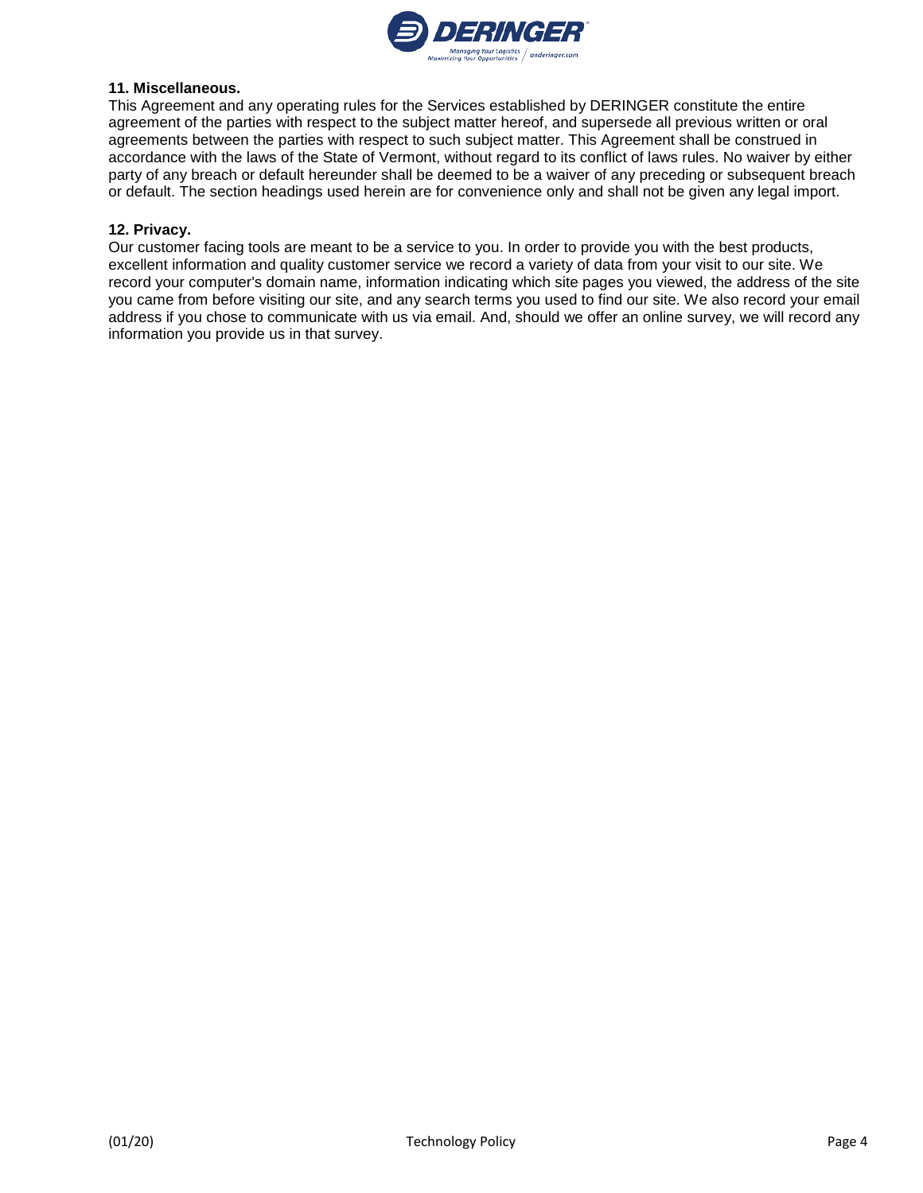**11. Miscellaneous.**

This Agreement and any operating rules for the Services established by DERINGER constitute the entire agreement of the parties with respect to the subject matter hereof, and supersede all previous written or oral agreements between the parties with respect to such subject matter. This Agreement shall be construed in accordance with the laws of the State of Vermont, without regard to its conflict of laws rules. No waiver by either party of any breach or default hereunder shall be deemed to be a waiver of any preceding or subsequent breach or default. The section headings used herein are for convenience only and shall not be given any legal import.

**12. Privacy.**

Our customer facing tools are meant to be a service to you. In order to provide you with the best products, excellent information and quality customer service we record a variety of data from your visit to our site. We record your computer's domain name, information indicating which site pages you viewed, the address of the site you came from before visiting our site, and any search terms you used to find our site. We also record your email address if you chose to communicate with us via email. And, should we offer an online survey, we will record any information you provide us in that survey.